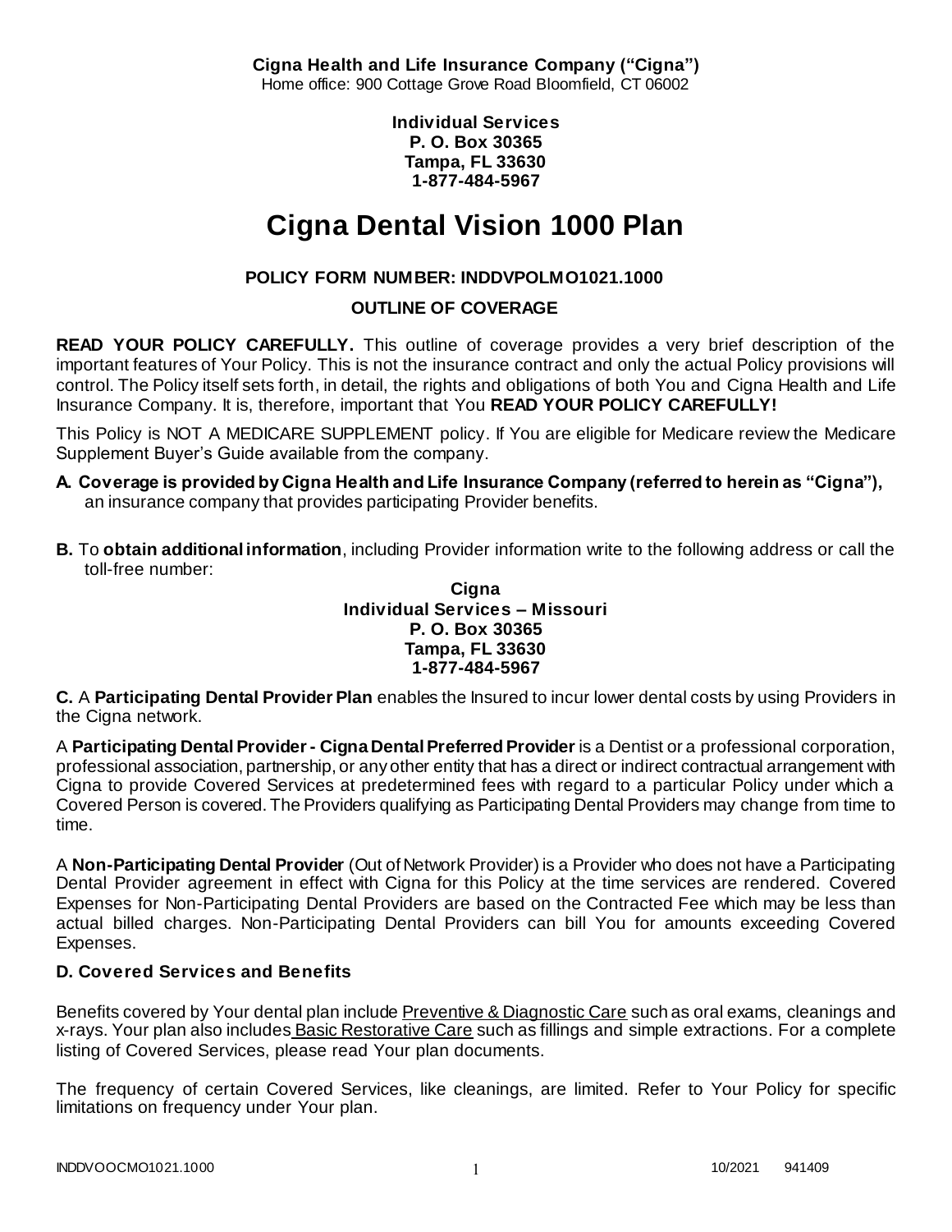**Cigna Health and Life Insurance Company ("Cigna")**
Home office: 900 Cottage Grove Road Bloomfield, CT 06002

**Individual Services**
**P. O. Box 30365**
**Tampa, FL 33630**
**1-877-484-5967**

# Cigna Dental Vision 1000 Plan

### POLICY FORM NUMBER: INDDVPOLMO1021.1000

### OUTLINE OF COVERAGE

**READ YOUR POLICY CAREFULLY.** This outline of coverage provides a very brief description of the important features of Your Policy. This is not the insurance contract and only the actual Policy provisions will control. The Policy itself sets forth, in detail, the rights and obligations of both You and Cigna Health and Life Insurance Company. It is, therefore, important that You **READ YOUR POLICY CAREFULLY!**

This Policy is NOT A MEDICARE SUPPLEMENT policy. If You are eligible for Medicare review the Medicare Supplement Buyer's Guide available from the company.

**A. Coverage is provided by Cigna Health and Life Insurance Company (referred to herein as "Cigna"),** an insurance company that provides participating Provider benefits.

**B.** To **obtain additional information**, including Provider information write to the following address or call the toll-free number:

**Cigna**
**Individual Services – Missouri**
**P. O. Box 30365**
**Tampa, FL 33630**
**1-877-484-5967**

**C.** A **Participating Dental Provider Plan** enables the Insured to incur lower dental costs by using Providers in the Cigna network.

A **Participating Dental Provider - Cigna Dental Preferred Provider** is a Dentist or a professional corporation, professional association, partnership, or any other entity that has a direct or indirect contractual arrangement with Cigna to provide Covered Services at predetermined fees with regard to a particular Policy under which a Covered Person is covered. The Providers qualifying as Participating Dental Providers may change from time to time.

A **Non-Participating Dental Provider** (Out of Network Provider) is a Provider who does not have a Participating Dental Provider agreement in effect with Cigna for this Policy at the time services are rendered. Covered Expenses for Non-Participating Dental Providers are based on the Contracted Fee which may be less than actual billed charges. Non-Participating Dental Providers can bill You for amounts exceeding Covered Expenses.

### D. Covered Services and Benefits

Benefits covered by Your dental plan include Preventive & Diagnostic Care such as oral exams, cleanings and x-rays. Your plan also includes Basic Restorative Care such as fillings and simple extractions. For a complete listing of Covered Services, please read Your plan documents.

The frequency of certain Covered Services, like cleanings, are limited. Refer to Your Policy for specific limitations on frequency under Your plan.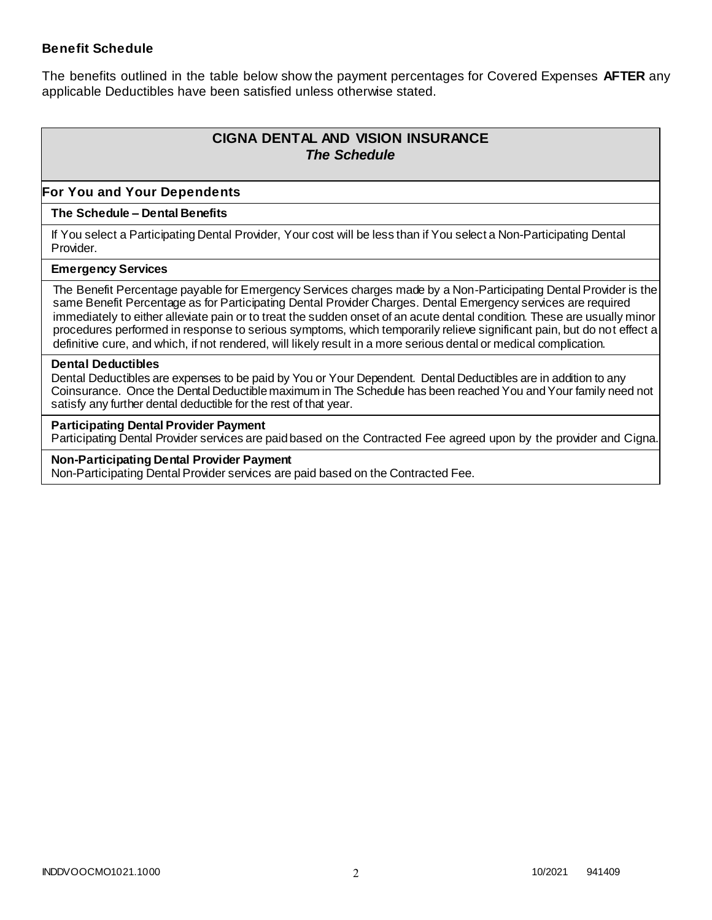### Benefit Schedule

The benefits outlined in the table below show the payment percentages for Covered Expenses **AFTER** any applicable Deductibles have been satisfied unless otherwise stated.

| **CIGNA DENTAL AND VISION INSURANCE**<br>***The Schedule*** |
|---|
| **For You and Your Dependents** |
| **The Schedule – Dental Benefits** |
| If You select a Participating Dental Provider, Your cost will be less than if You select a Non-Participating Dental Provider. |
| **Emergency Services** |
| The Benefit Percentage payable for Emergency Services charges made by a Non-Participating Dental Provider is the same Benefit Percentage as for Participating Dental Provider Charges. Dental Emergency services are required immediately to either alleviate pain or to treat the sudden onset of an acute dental condition. These are usually minor procedures performed in response to serious symptoms, which temporarily relieve significant pain, but do not effect a definitive cure, and which, if not rendered, will likely result in a more serious dental or medical complication. |
| **Dental Deductibles**<br>Dental Deductibles are expenses to be paid by You or Your Dependent. Dental Deductibles are in addition to any Coinsurance. Once the Dental Deductible maximum in The Schedule has been reached You and Your family need not satisfy any further dental deductible for the rest of that year. |
| **Participating Dental Provider Payment**<br>Participating Dental Provider services are paid based on the Contracted Fee agreed upon by the provider and Cigna. |
| **Non-Participating Dental Provider Payment**<br>Non-Participating Dental Provider services are paid based on the Contracted Fee. |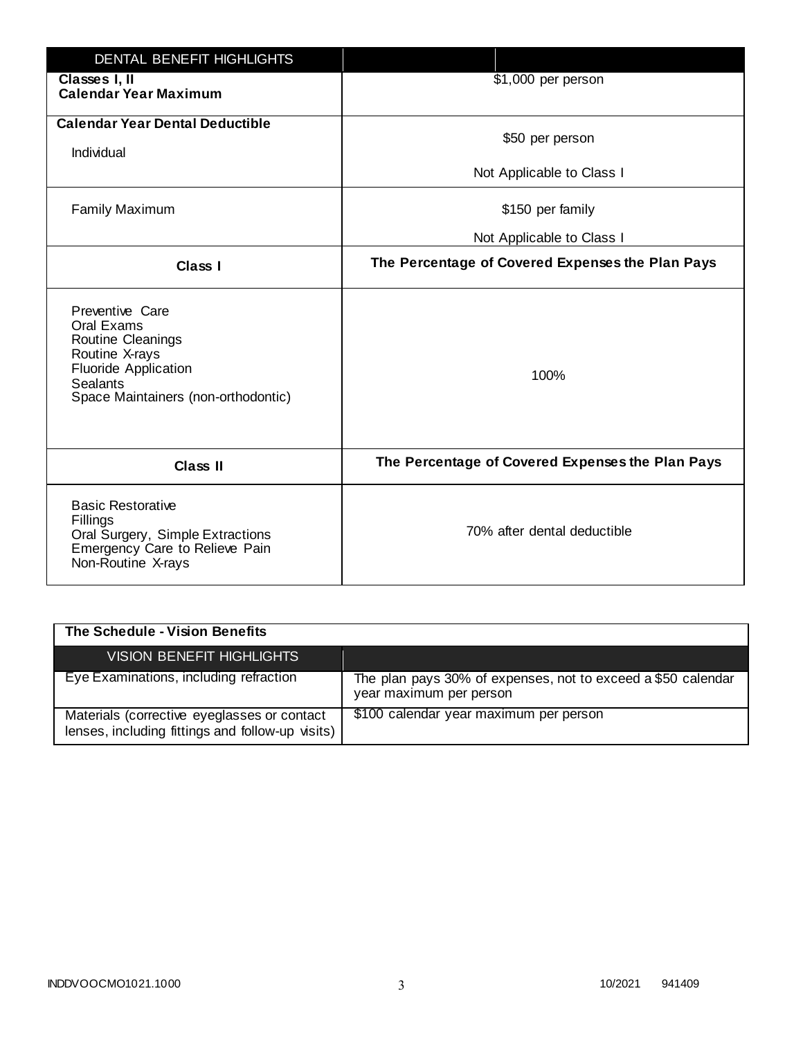| DENTAL BENEFIT HIGHLIGHTS | |
|---|---|
| **Classes I, II** **Calendar Year Maximum** | $1,000 per person |
| **Calendar Year Dental Deductible** Individual | $50 per person Not Applicable to Class I |
| Family Maximum | $150 per family Not Applicable to Class I |
| **Class I** | **The Percentage of Covered Expenses the Plan Pays** |
| Preventive Care Oral Exams Routine Cleanings Routine X-rays Fluoride Application Sealants Space Maintainers (non-orthodontic) | 100% |
| **Class II** | **The Percentage of Covered Expenses the Plan Pays** |
| Basic Restorative Fillings Oral Surgery, Simple Extractions Emergency Care to Relieve Pain Non-Routine X-rays | 70% after dental deductible |

**The Schedule - Vision Benefits**

| VISION BENEFIT HIGHLIGHTS | |
|---|---|
| Eye Examinations, including refraction | The plan pays 30% of expenses, not to exceed a $50 calendar year maximum per person |
| Materials (corrective eyeglasses or contact lenses, including fittings and follow-up visits) | $100 calendar year maximum per person |

INDDVOOCMO1021.1000 10/2021 941409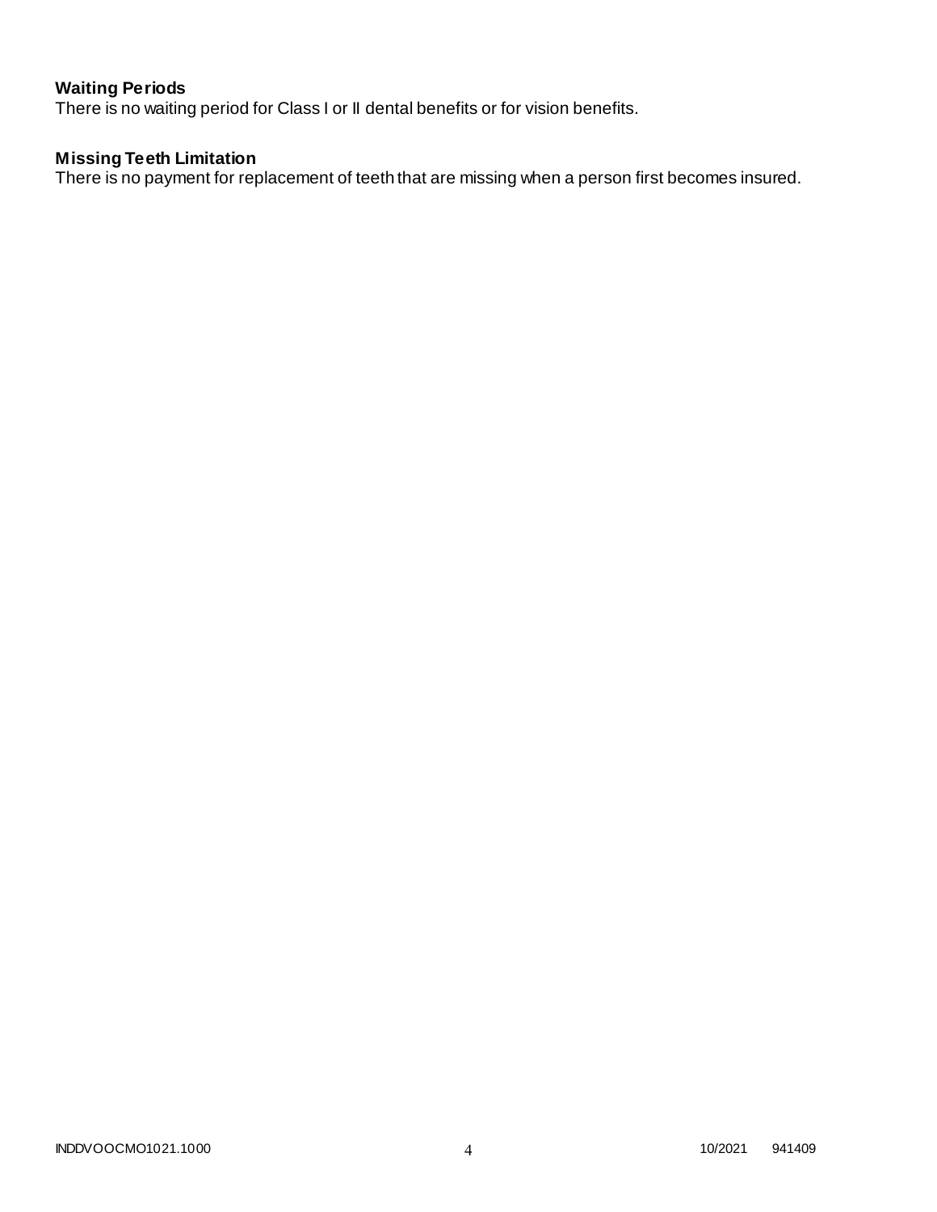**Waiting Periods**

There is no waiting period for Class I or II dental benefits or for vision benefits.

**Missing Teeth Limitation**

There is no payment for replacement of teeth that are missing when a person first becomes insured.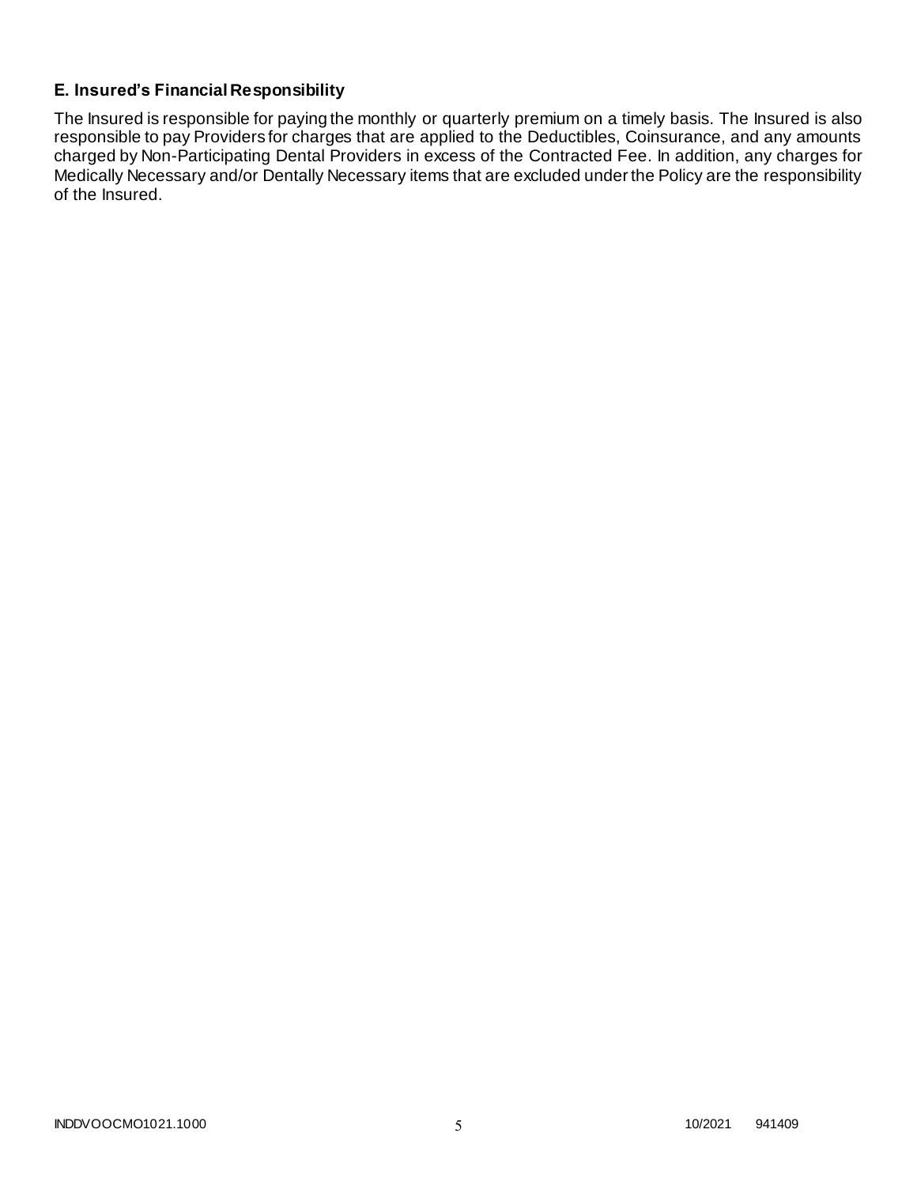### E. Insured's Financial Responsibility

The Insured is responsible for paying the monthly or quarterly premium on a timely basis. The Insured is also responsible to pay Providers for charges that are applied to the Deductibles, Coinsurance, and any amounts charged by Non-Participating Dental Providers in excess of the Contracted Fee. In addition, any charges for Medically Necessary and/or Dentally Necessary items that are excluded under the Policy are the responsibility of the Insured.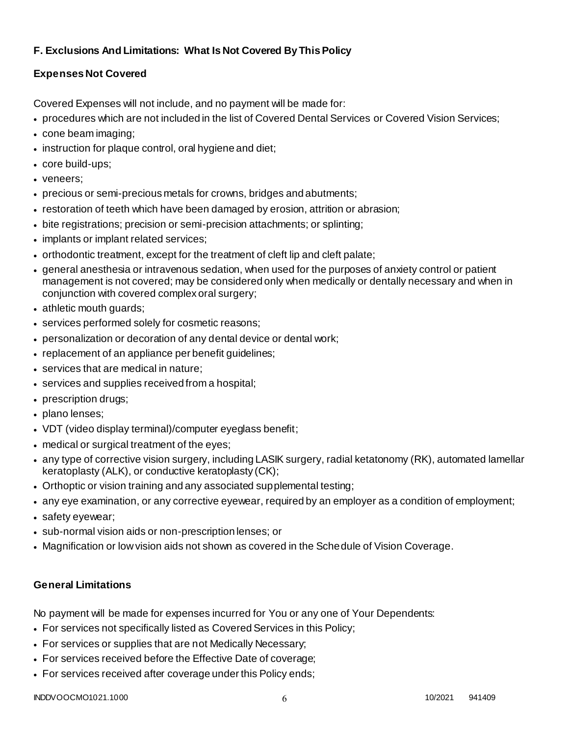## F. Exclusions And Limitations: What Is Not Covered By This Policy

### Expenses Not Covered

Covered Expenses will not include, and no payment will be made for:

- procedures which are not included in the list of Covered Dental Services or Covered Vision Services;
- cone beam imaging;
- instruction for plaque control, oral hygiene and diet;
- core build-ups;
- veneers;
- precious or semi-precious metals for crowns, bridges and abutments;
- restoration of teeth which have been damaged by erosion, attrition or abrasion;
- bite registrations; precision or semi-precision attachments; or splinting;
- implants or implant related services;
- orthodontic treatment, except for the treatment of cleft lip and cleft palate;
- general anesthesia or intravenous sedation, when used for the purposes of anxiety control or patient management is not covered; may be considered only when medically or dentally necessary and when in conjunction with covered complex oral surgery;
- athletic mouth guards;
- services performed solely for cosmetic reasons;
- personalization or decoration of any dental device or dental work;
- replacement of an appliance per benefit guidelines;
- services that are medical in nature;
- services and supplies received from a hospital;
- prescription drugs;
- plano lenses;
- VDT (video display terminal)/computer eyeglass benefit;
- medical or surgical treatment of the eyes;
- any type of corrective vision surgery, including LASIK surgery, radial ketatonomy (RK), automated lamellar keratoplasty (ALK), or conductive keratoplasty (CK);
- Orthoptic or vision training and any associated supplemental testing;
- any eye examination, or any corrective eyewear, required by an employer as a condition of employment;
- safety eyewear;
- sub-normal vision aids or non-prescription lenses; or
- Magnification or low vision aids not shown as covered in the Schedule of Vision Coverage.

### General Limitations

No payment will be made for expenses incurred for You or any one of Your Dependents:

- For services not specifically listed as Covered Services in this Policy;
- For services or supplies that are not Medically Necessary;
- For services received before the Effective Date of coverage;
- For services received after coverage under this Policy ends;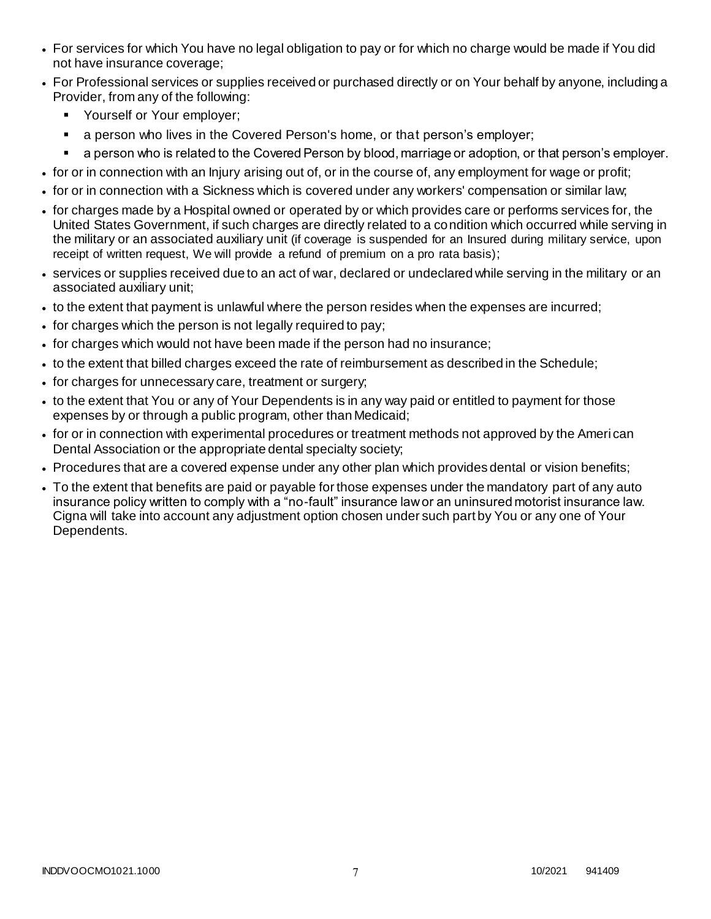- For services for which You have no legal obligation to pay or for which no charge would be made if You did not have insurance coverage;
- For Professional services or supplies received or purchased directly or on Your behalf by anyone, including a Provider, from any of the following:
  - Yourself or Your employer;
  - a person who lives in the Covered Person's home, or that person's employer;
  - a person who is related to the Covered Person by blood, marriage or adoption, or that person's employer.
- for or in connection with an Injury arising out of, or in the course of, any employment for wage or profit;
- for or in connection with a Sickness which is covered under any workers' compensation or similar law;
- for charges made by a Hospital owned or operated by or which provides care or performs services for, the United States Government, if such charges are directly related to a condition which occurred while serving in the military or an associated auxiliary unit (if coverage is suspended for an Insured during military service, upon receipt of written request, We will provide a refund of premium on a pro rata basis);
- services or supplies received due to an act of war, declared or undeclared while serving in the military or an associated auxiliary unit;
- to the extent that payment is unlawful where the person resides when the expenses are incurred;
- for charges which the person is not legally required to pay;
- for charges which would not have been made if the person had no insurance;
- to the extent that billed charges exceed the rate of reimbursement as described in the Schedule;
- for charges for unnecessary care, treatment or surgery;
- to the extent that You or any of Your Dependents is in any way paid or entitled to payment for those expenses by or through a public program, other than Medicaid;
- for or in connection with experimental procedures or treatment methods not approved by the American Dental Association or the appropriate dental specialty society;
- Procedures that are a covered expense under any other plan which provides dental or vision benefits;
- To the extent that benefits are paid or payable for those expenses under the mandatory part of any auto insurance policy written to comply with a "no-fault" insurance law or an uninsured motorist insurance law. Cigna will take into account any adjustment option chosen under such part by You or any one of Your Dependents.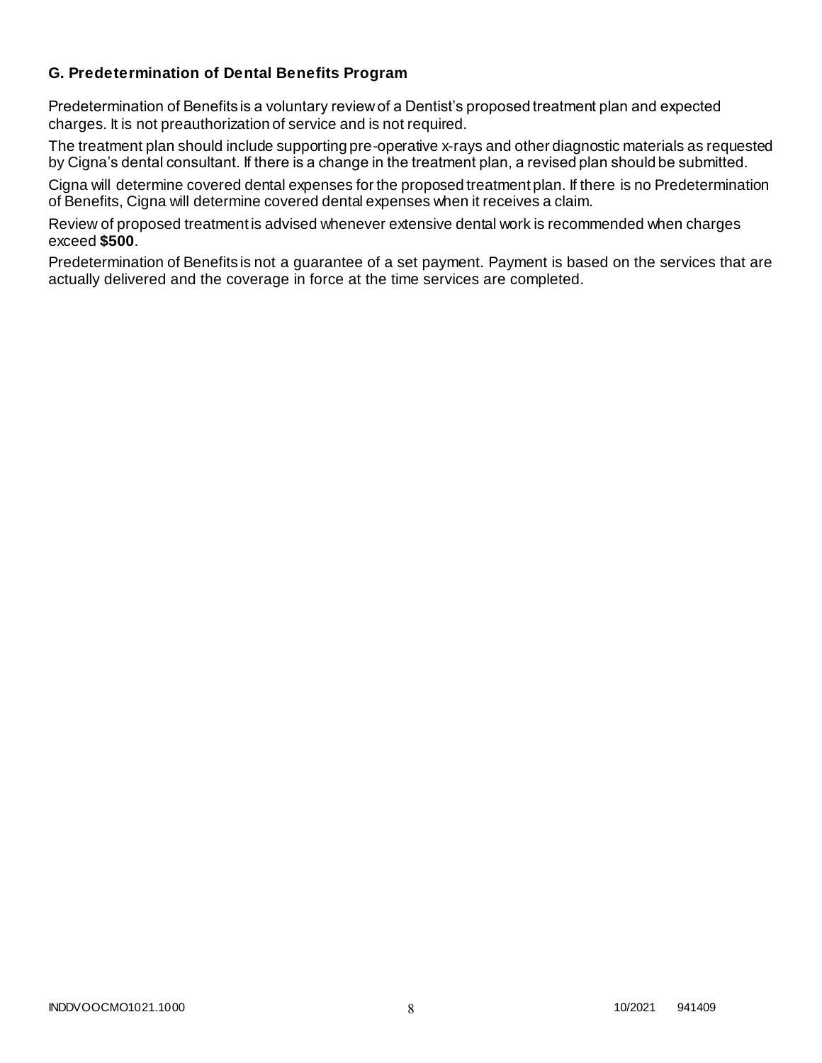### G. Predetermination of Dental Benefits Program

Predetermination of Benefits is a voluntary review of a Dentist's proposed treatment plan and expected charges. It is not preauthorization of service and is not required.

The treatment plan should include supporting pre-operative x-rays and other diagnostic materials as requested by Cigna's dental consultant. If there is a change in the treatment plan, a revised plan should be submitted.

Cigna will determine covered dental expenses for the proposed treatment plan. If there is no Predetermination of Benefits, Cigna will determine covered dental expenses when it receives a claim.

Review of proposed treatment is advised whenever extensive dental work is recommended when charges exceed **$500**.

Predetermination of Benefits is not a guarantee of a set payment. Payment is based on the services that are actually delivered and the coverage in force at the time services are completed.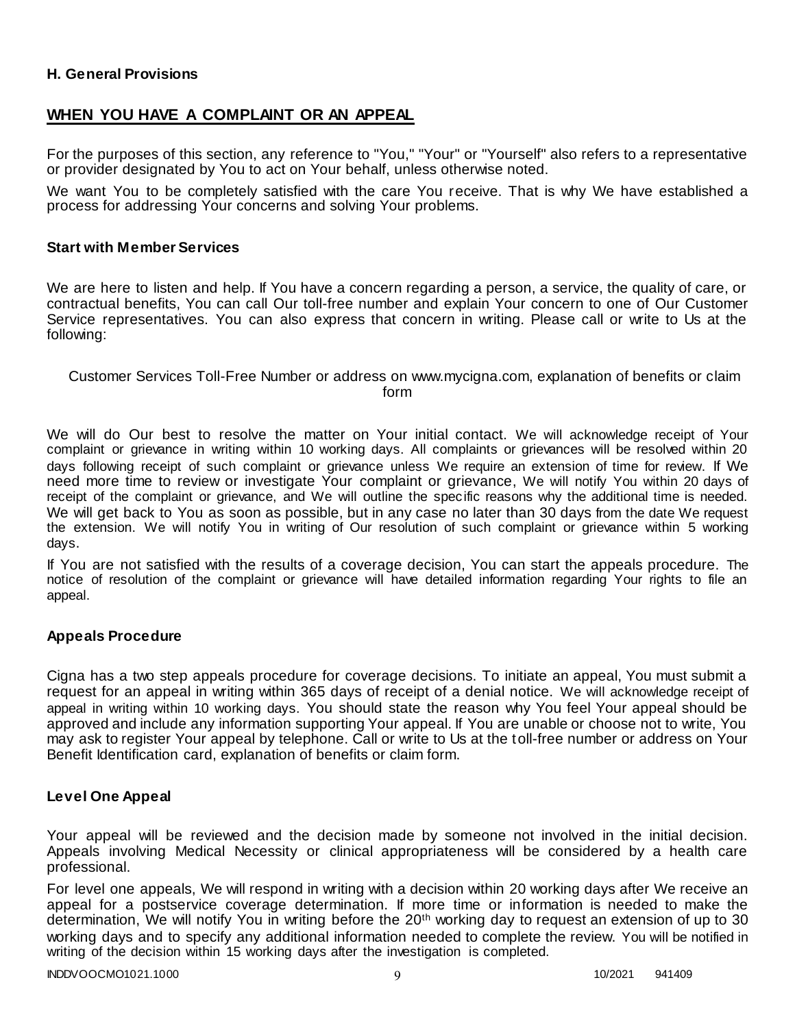**H. General Provisions**

## WHEN YOU HAVE A COMPLAINT OR AN APPEAL

For the purposes of this section, any reference to "You," "Your" or "Yourself" also refers to a representative or provider designated by You to act on Your behalf, unless otherwise noted.

We want You to be completely satisfied with the care You receive. That is why We have established a process for addressing Your concerns and solving Your problems.

### Start with Member Services

We are here to listen and help. If You have a concern regarding a person, a service, the quality of care, or contractual benefits, You can call Our toll-free number and explain Your concern to one of Our Customer Service representatives. You can also express that concern in writing. Please call or write to Us at the following:

Customer Services Toll-Free Number or address on www.mycigna.com, explanation of benefits or claim form

We will do Our best to resolve the matter on Your initial contact. We will acknowledge receipt of Your complaint or grievance in writing within 10 working days. All complaints or grievances will be resolved within 20 days following receipt of such complaint or grievance unless We require an extension of time for review. If We need more time to review or investigate Your complaint or grievance, We will notify You within 20 days of receipt of the complaint or grievance, and We will outline the specific reasons why the additional time is needed. We will get back to You as soon as possible, but in any case no later than 30 days from the date We request the extension. We will notify You in writing of Our resolution of such complaint or grievance within 5 working days.

If You are not satisfied with the results of a coverage decision, You can start the appeals procedure. The notice of resolution of the complaint or grievance will have detailed information regarding Your rights to file an appeal.

### Appeals Procedure

Cigna has a two step appeals procedure for coverage decisions. To initiate an appeal, You must submit a request for an appeal in writing within 365 days of receipt of a denial notice. We will acknowledge receipt of appeal in writing within 10 working days. You should state the reason why You feel Your appeal should be approved and include any information supporting Your appeal. If You are unable or choose not to write, You may ask to register Your appeal by telephone. Call or write to Us at the toll-free number or address on Your Benefit Identification card, explanation of benefits or claim form.

### Level One Appeal

Your appeal will be reviewed and the decision made by someone not involved in the initial decision. Appeals involving Medical Necessity or clinical appropriateness will be considered by a health care professional.

For level one appeals, We will respond in writing with a decision within 20 working days after We receive an appeal for a postservice coverage determination. If more time or information is needed to make the determination, We will notify You in writing before the 20th working day to request an extension of up to 30 working days and to specify any additional information needed to complete the review. You will be notified in writing of the decision within 15 working days after the investigation is completed.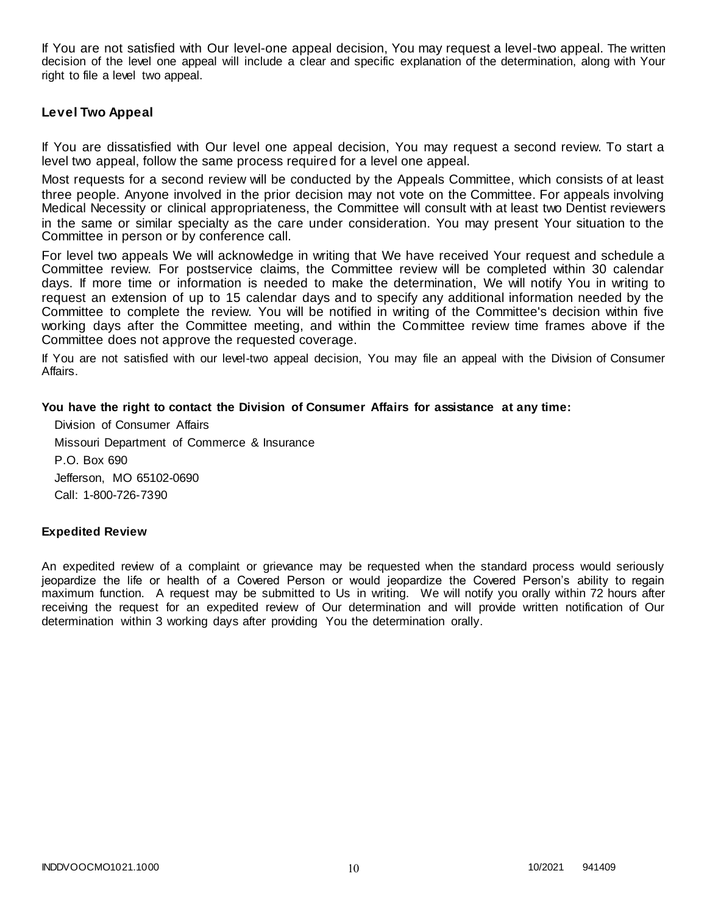If You are not satisfied with Our level-one appeal decision, You may request a level-two appeal. The written decision of the level one appeal will include a clear and specific explanation of the determination, along with Your right to file a level two appeal.

### Level Two Appeal

If You are dissatisfied with Our level one appeal decision, You may request a second review. To start a level two appeal, follow the same process required for a level one appeal.

Most requests for a second review will be conducted by the Appeals Committee, which consists of at least three people. Anyone involved in the prior decision may not vote on the Committee. For appeals involving Medical Necessity or clinical appropriateness, the Committee will consult with at least two Dentist reviewers in the same or similar specialty as the care under consideration. You may present Your situation to the Committee in person or by conference call.

For level two appeals We will acknowledge in writing that We have received Your request and schedule a Committee review. For postservice claims, the Committee review will be completed within 30 calendar days. If more time or information is needed to make the determination, We will notify You in writing to request an extension of up to 15 calendar days and to specify any additional information needed by the Committee to complete the review. You will be notified in writing of the Committee's decision within five working days after the Committee meeting, and within the Committee review time frames above if the Committee does not approve the requested coverage.

If You are not satisfied with our level-two appeal decision, You may file an appeal with the Division of Consumer Affairs.

**You have the right to contact the Division of Consumer Affairs for assistance at any time:**

Division of Consumer Affairs
Missouri Department of Commerce & Insurance
P.O. Box 690
Jefferson, MO 65102-0690
Call: 1-800-726-7390

### Expedited Review

An expedited review of a complaint or grievance may be requested when the standard process would seriously jeopardize the life or health of a Covered Person or would jeopardize the Covered Person's ability to regain maximum function. A request may be submitted to Us in writing. We will notify you orally within 72 hours after receiving the request for an expedited review of Our determination and will provide written notification of Our determination within 3 working days after providing You the determination orally.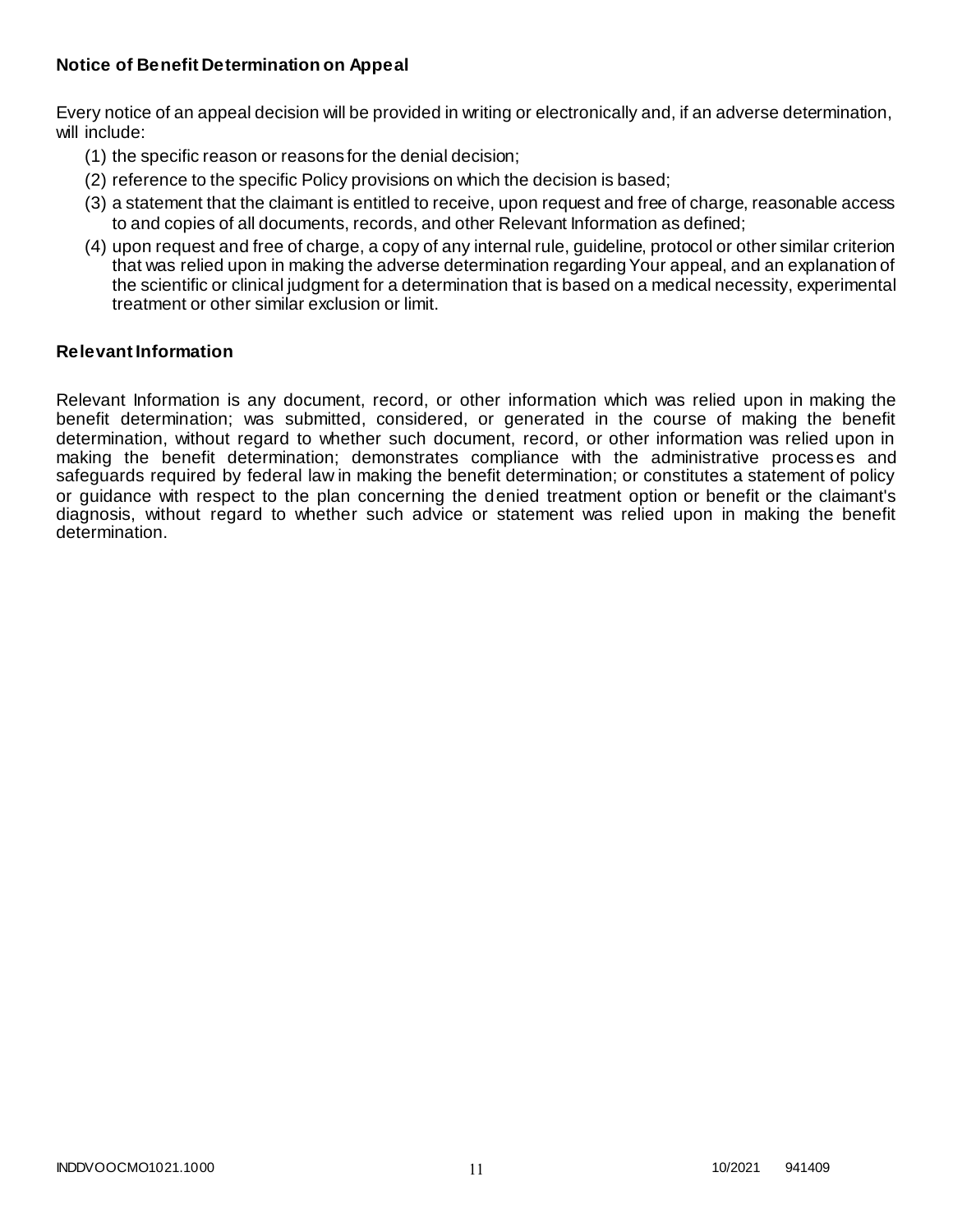### Notice of Benefit Determination on Appeal

Every notice of an appeal decision will be provided in writing or electronically and, if an adverse determination, will include:

(1) the specific reason or reasons for the denial decision;
(2) reference to the specific Policy provisions on which the decision is based;
(3) a statement that the claimant is entitled to receive, upon request and free of charge, reasonable access to and copies of all documents, records, and other Relevant Information as defined;
(4) upon request and free of charge, a copy of any internal rule, guideline, protocol or other similar criterion that was relied upon in making the adverse determination regarding Your appeal, and an explanation of the scientific or clinical judgment for a determination that is based on a medical necessity, experimental treatment or other similar exclusion or limit.

### Relevant Information

Relevant Information is any document, record, or other information which was relied upon in making the benefit determination; was submitted, considered, or generated in the course of making the benefit determination, without regard to whether such document, record, or other information was relied upon in making the benefit determination; demonstrates compliance with the administrative processes and safeguards required by federal law in making the benefit determination; or constitutes a statement of policy or guidance with respect to the plan concerning the denied treatment option or benefit or the claimant's diagnosis, without regard to whether such advice or statement was relied upon in making the benefit determination.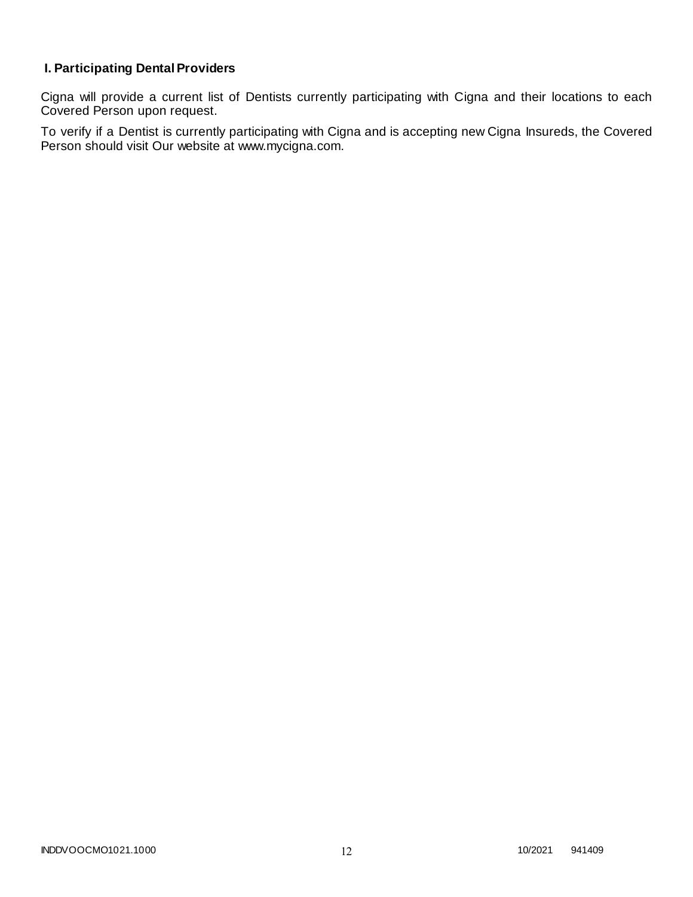## I. Participating Dental Providers

Cigna will provide a current list of Dentists currently participating with Cigna and their locations to each Covered Person upon request.

To verify if a Dentist is currently participating with Cigna and is accepting new Cigna Insureds, the Covered Person should visit Our website at www.mycigna.com.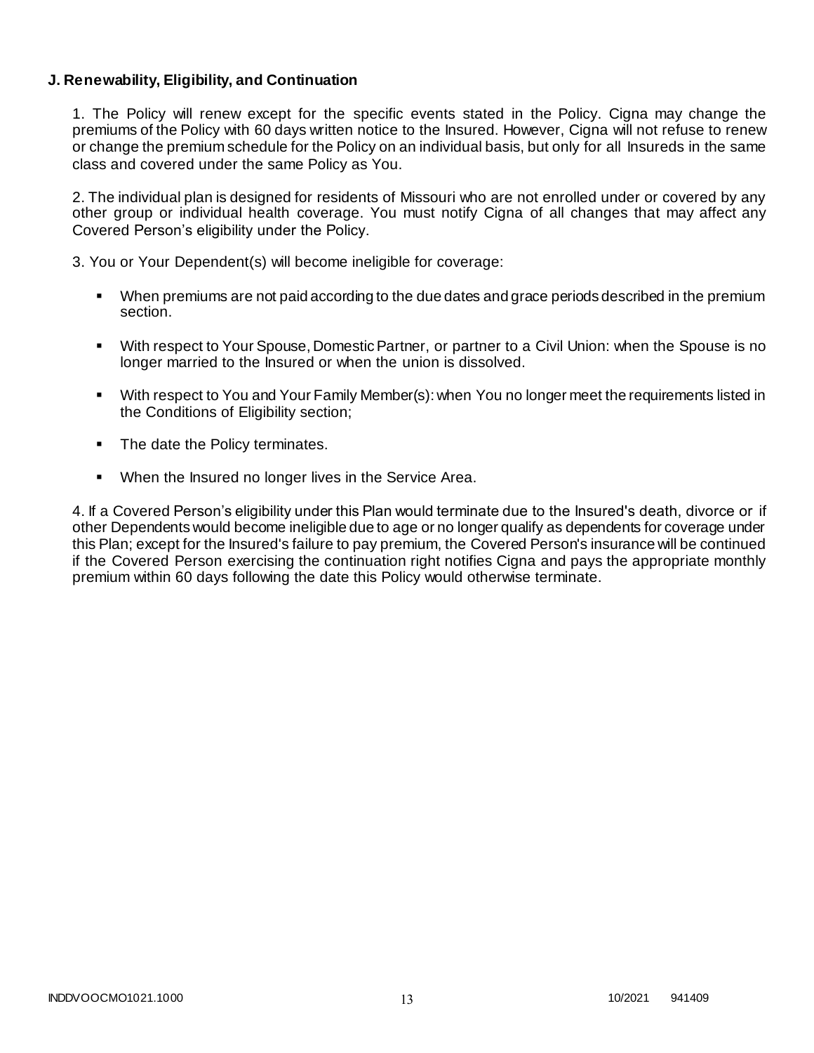**J. Renewability, Eligibility, and Continuation**

1. The Policy will renew except for the specific events stated in the Policy. Cigna may change the premiums of the Policy with 60 days written notice to the Insured. However, Cigna will not refuse to renew or change the premium schedule for the Policy on an individual basis, but only for all Insureds in the same class and covered under the same Policy as You.

2. The individual plan is designed for residents of Missouri who are not enrolled under or covered by any other group or individual health coverage. You must notify Cigna of all changes that may affect any Covered Person's eligibility under the Policy.

3. You or Your Dependent(s) will become ineligible for coverage:

- When premiums are not paid according to the due dates and grace periods described in the premium section.
- With respect to Your Spouse, Domestic Partner, or partner to a Civil Union: when the Spouse is no longer married to the Insured or when the union is dissolved.
- With respect to You and Your Family Member(s): when You no longer meet the requirements listed in the Conditions of Eligibility section;
- The date the Policy terminates.
- When the Insured no longer lives in the Service Area.

4. If a Covered Person's eligibility under this Plan would terminate due to the Insured's death, divorce or if other Dependents would become ineligible due to age or no longer qualify as dependents for coverage under this Plan; except for the Insured's failure to pay premium, the Covered Person's insurance will be continued if the Covered Person exercising the continuation right notifies Cigna and pays the appropriate monthly premium within 60 days following the date this Policy would otherwise terminate.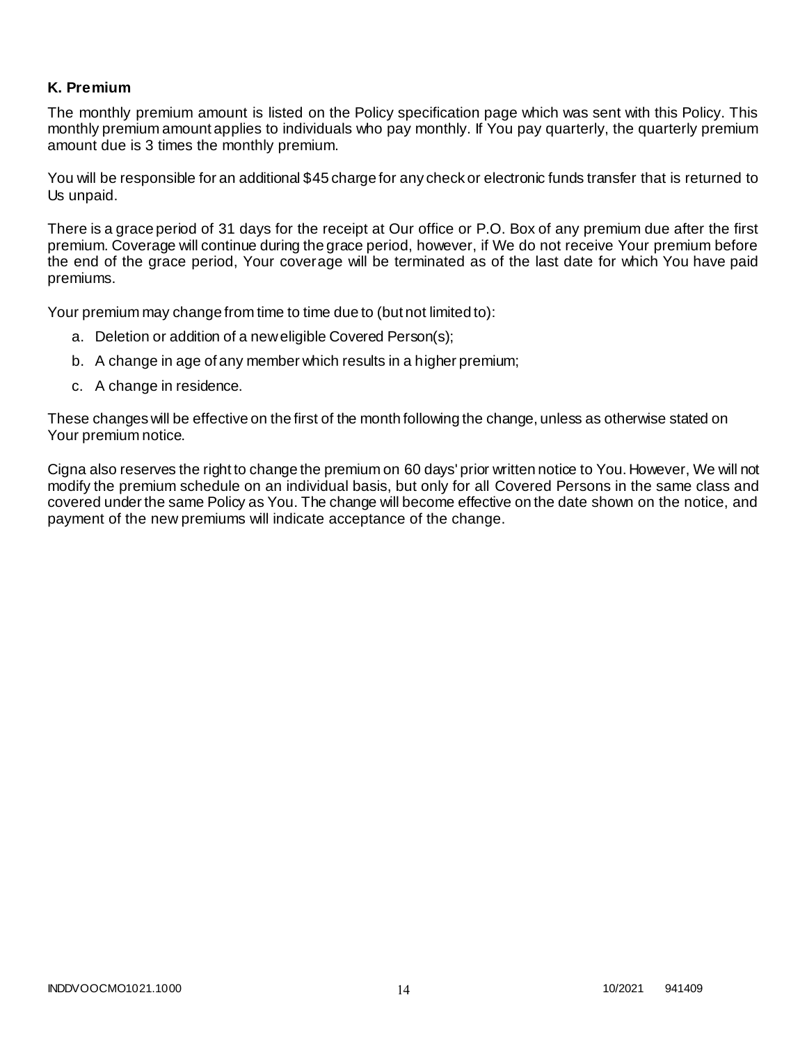### K. Premium

The monthly premium amount is listed on the Policy specification page which was sent with this Policy. This monthly premium amount applies to individuals who pay monthly. If You pay quarterly, the quarterly premium amount due is 3 times the monthly premium.

You will be responsible for an additional $45 charge for any check or electronic funds transfer that is returned to Us unpaid.

There is a grace period of 31 days for the receipt at Our office or P.O. Box of any premium due after the first premium. Coverage will continue during the grace period, however, if We do not receive Your premium before the end of the grace period, Your coverage will be terminated as of the last date for which You have paid premiums.

Your premium may change from time to time due to (but not limited to):

a. Deletion or addition of a new eligible Covered Person(s);
b. A change in age of any member which results in a higher premium;
c. A change in residence.

These changes will be effective on the first of the month following the change, unless as otherwise stated on Your premium notice.

Cigna also reserves the right to change the premium on 60 days' prior written notice to You. However, We will not modify the premium schedule on an individual basis, but only for all Covered Persons in the same class and covered under the same Policy as You. The change will become effective on the date shown on the notice, and payment of the new premiums will indicate acceptance of the change.